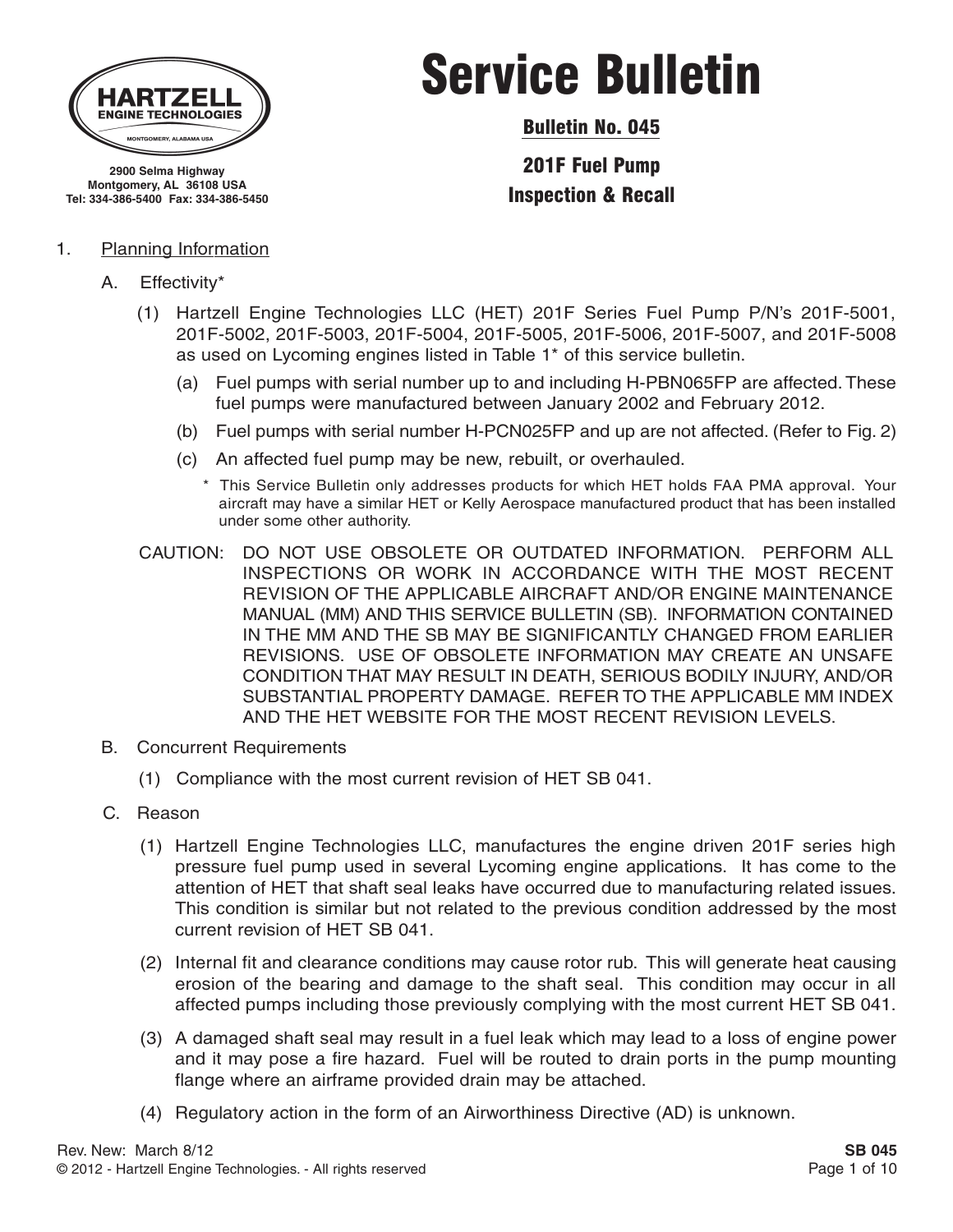**HARTZELL ENGINE TECHNOLOGIES**
MONTGOMERY, ALABAMA USA

2900 Selma Highway
Montgomery, AL 36108 USA
Tel: 334-386-5400 Fax: 334-386-5450

# Service Bulletin

## Bulletin No. 045

## 201F Fuel Pump Inspection & Recall

1. Planning Information

   A. Effectivity*

      (1) Hartzell Engine Technologies LLC (HET) 201F Series Fuel Pump P/N's 201F-5001, 201F-5002, 201F-5003, 201F-5004, 201F-5005, 201F-5006, 201F-5007, and 201F-5008 as used on Lycoming engines listed in Table 1* of this service bulletin.

         (a) Fuel pumps with serial number up to and including H-PBN065FP are affected. These fuel pumps were manufactured between January 2002 and February 2012.

         (b) Fuel pumps with serial number H-PCN025FP and up are not affected. (Refer to Fig. 2)

         (c) An affected fuel pump may be new, rebuilt, or overhauled.

            * This Service Bulletin only addresses products for which HET holds FAA PMA approval. Your aircraft may have a similar HET or Kelly Aerospace manufactured product that has been installed under some other authority.

   CAUTION: DO NOT USE OBSOLETE OR OUTDATED INFORMATION. PERFORM ALL INSPECTIONS OR WORK IN ACCORDANCE WITH THE MOST RECENT REVISION OF THE APPLICABLE AIRCRAFT AND/OR ENGINE MAINTENANCE MANUAL (MM) AND THIS SERVICE BULLETIN (SB). INFORMATION CONTAINED IN THE MM AND THE SB MAY BE SIGNIFICANTLY CHANGED FROM EARLIER REVISIONS. USE OF OBSOLETE INFORMATION MAY CREATE AN UNSAFE CONDITION THAT MAY RESULT IN DEATH, SERIOUS BODILY INJURY, AND/OR SUBSTANTIAL PROPERTY DAMAGE. REFER TO THE APPLICABLE MM INDEX AND THE HET WEBSITE FOR THE MOST RECENT REVISION LEVELS.

   B. Concurrent Requirements

      (1) Compliance with the most current revision of HET SB 041.

   C. Reason

      (1) Hartzell Engine Technologies LLC, manufactures the engine driven 201F series high pressure fuel pump used in several Lycoming engine applications. It has come to the attention of HET that shaft seal leaks have occurred due to manufacturing related issues. This condition is similar but not related to the previous condition addressed by the most current revision of HET SB 041.

      (2) Internal fit and clearance conditions may cause rotor rub. This will generate heat causing erosion of the bearing and damage to the shaft seal. This condition may occur in all affected pumps including those previously complying with the most current HET SB 041.

      (3) A damaged shaft seal may result in a fuel leak which may lead to a loss of engine power and it may pose a fire hazard. Fuel will be routed to drain ports in the pump mounting flange where an airframe provided drain may be attached.

      (4) Regulatory action in the form of an Airworthiness Directive (AD) is unknown.

Rev. New: March 8/12
© 2012 - Hartzell Engine Technologies. - All rights reserved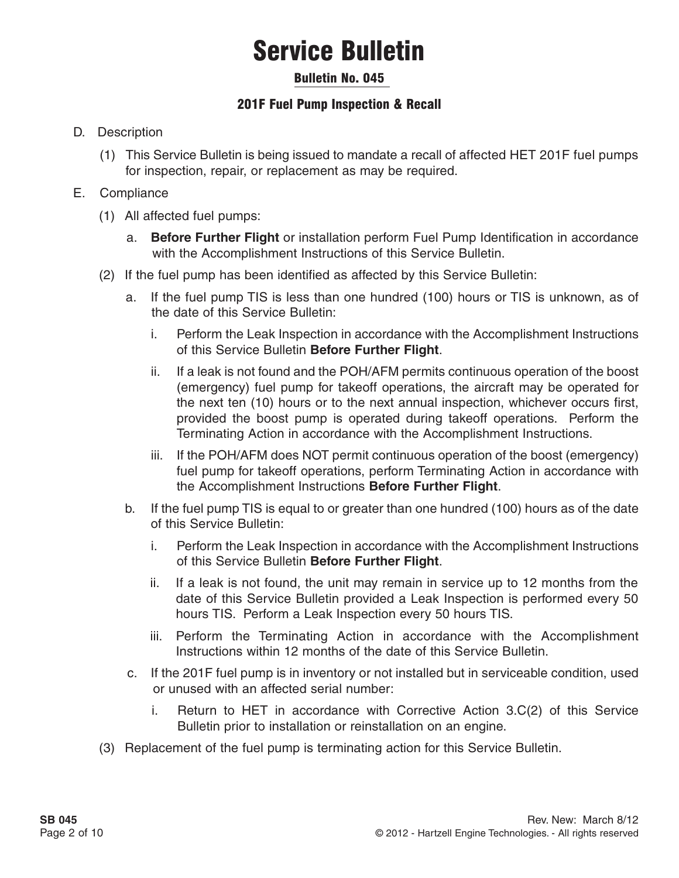# Service Bulletin

## Bulletin No. 045

### 201F Fuel Pump Inspection & Recall

D. Description

(1) This Service Bulletin is being issued to mandate a recall of affected HET 201F fuel pumps for inspection, repair, or replacement as may be required.

E. Compliance

(1) All affected fuel pumps:

a. **Before Further Flight** or installation perform Fuel Pump Identification in accordance with the Accomplishment Instructions of this Service Bulletin.

(2) If the fuel pump has been identified as affected by this Service Bulletin:

a. If the fuel pump TIS is less than one hundred (100) hours or TIS is unknown, as of the date of this Service Bulletin:

i. Perform the Leak Inspection in accordance with the Accomplishment Instructions of this Service Bulletin **Before Further Flight**.

ii. If a leak is not found and the POH/AFM permits continuous operation of the boost (emergency) fuel pump for takeoff operations, the aircraft may be operated for the next ten (10) hours or to the next annual inspection, whichever occurs first, provided the boost pump is operated during takeoff operations. Perform the Terminating Action in accordance with the Accomplishment Instructions.

iii. If the POH/AFM does NOT permit continuous operation of the boost (emergency) fuel pump for takeoff operations, perform Terminating Action in accordance with the Accomplishment Instructions **Before Further Flight**.

b. If the fuel pump TIS is equal to or greater than one hundred (100) hours as of the date of this Service Bulletin:

i. Perform the Leak Inspection in accordance with the Accomplishment Instructions of this Service Bulletin **Before Further Flight**.

ii. If a leak is not found, the unit may remain in service up to 12 months from the date of this Service Bulletin provided a Leak Inspection is performed every 50 hours TIS. Perform a Leak Inspection every 50 hours TIS.

iii. Perform the Terminating Action in accordance with the Accomplishment Instructions within 12 months of the date of this Service Bulletin.

c. If the 201F fuel pump is in inventory or not installed but in serviceable condition, used or unused with an affected serial number:

i. Return to HET in accordance with Corrective Action 3.C(2) of this Service Bulletin prior to installation or reinstallation on an engine.

(3) Replacement of the fuel pump is terminating action for this Service Bulletin.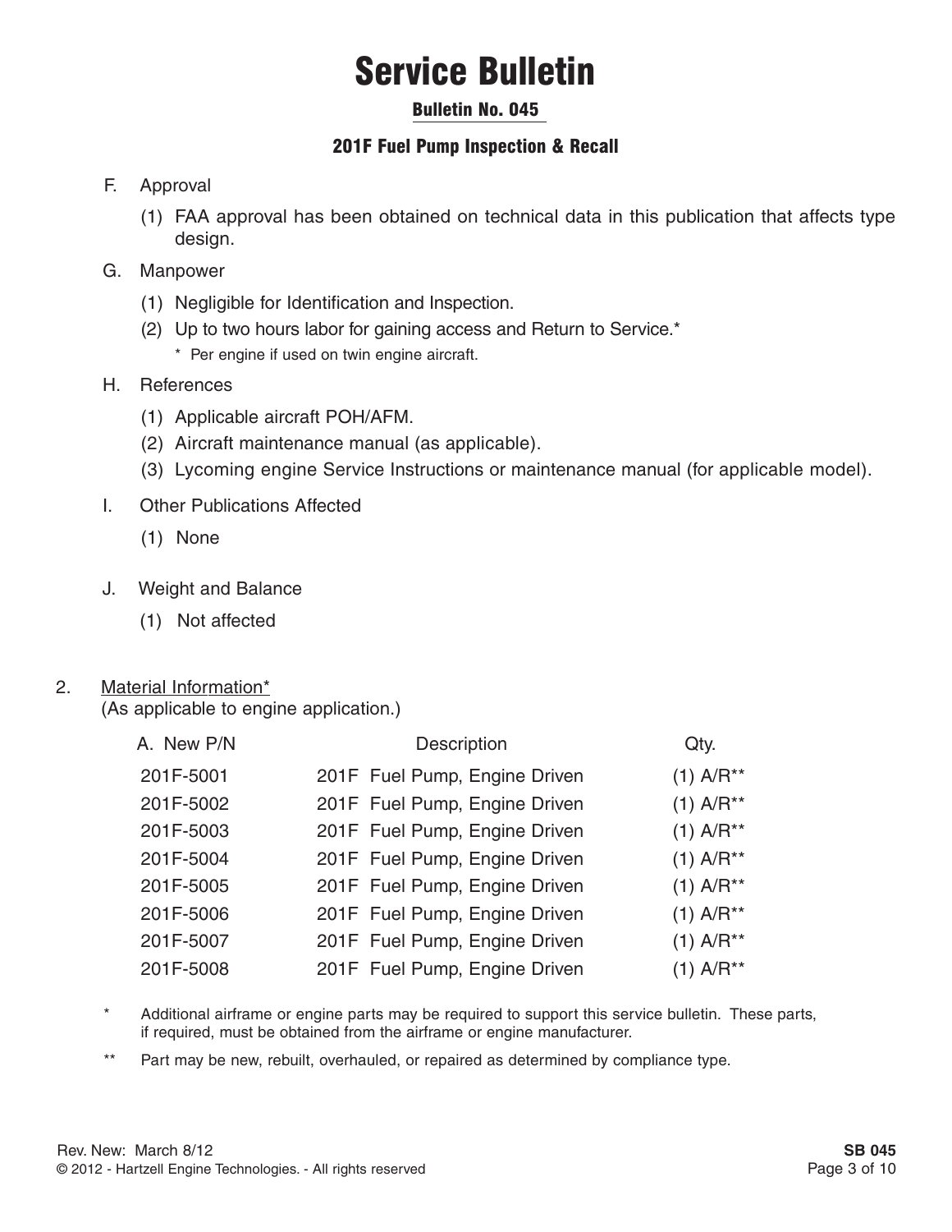# Service Bulletin

## Bulletin No. 045

### 201F Fuel Pump Inspection & Recall

F. Approval

(1) FAA approval has been obtained on technical data in this publication that affects type design.

G. Manpower

(1) Negligible for Identification and Inspection.

(2) Up to two hours labor for gaining access and Return to Service.*

\* Per engine if used on twin engine aircraft.

H. References

(1) Applicable aircraft POH/AFM.

(2) Aircraft maintenance manual (as applicable).

(3) Lycoming engine Service Instructions or maintenance manual (for applicable model).

I. Other Publications Affected

(1) None

J. Weight and Balance

(1) Not affected

2. Material Information*
(As applicable to engine application.)

| A. New P/N | Description | Qty. |
|---|---|---|
| 201F-5001 | 201F Fuel Pump, Engine Driven | (1) A/R** |
| 201F-5002 | 201F Fuel Pump, Engine Driven | (1) A/R** |
| 201F-5003 | 201F Fuel Pump, Engine Driven | (1) A/R** |
| 201F-5004 | 201F Fuel Pump, Engine Driven | (1) A/R** |
| 201F-5005 | 201F Fuel Pump, Engine Driven | (1) A/R** |
| 201F-5006 | 201F Fuel Pump, Engine Driven | (1) A/R** |
| 201F-5007 | 201F Fuel Pump, Engine Driven | (1) A/R** |
| 201F-5008 | 201F Fuel Pump, Engine Driven | (1) A/R** |

\* Additional airframe or engine parts may be required to support this service bulletin. These parts, if required, must be obtained from the airframe or engine manufacturer.

\** Part may be new, rebuilt, overhauled, or repaired as determined by compliance type.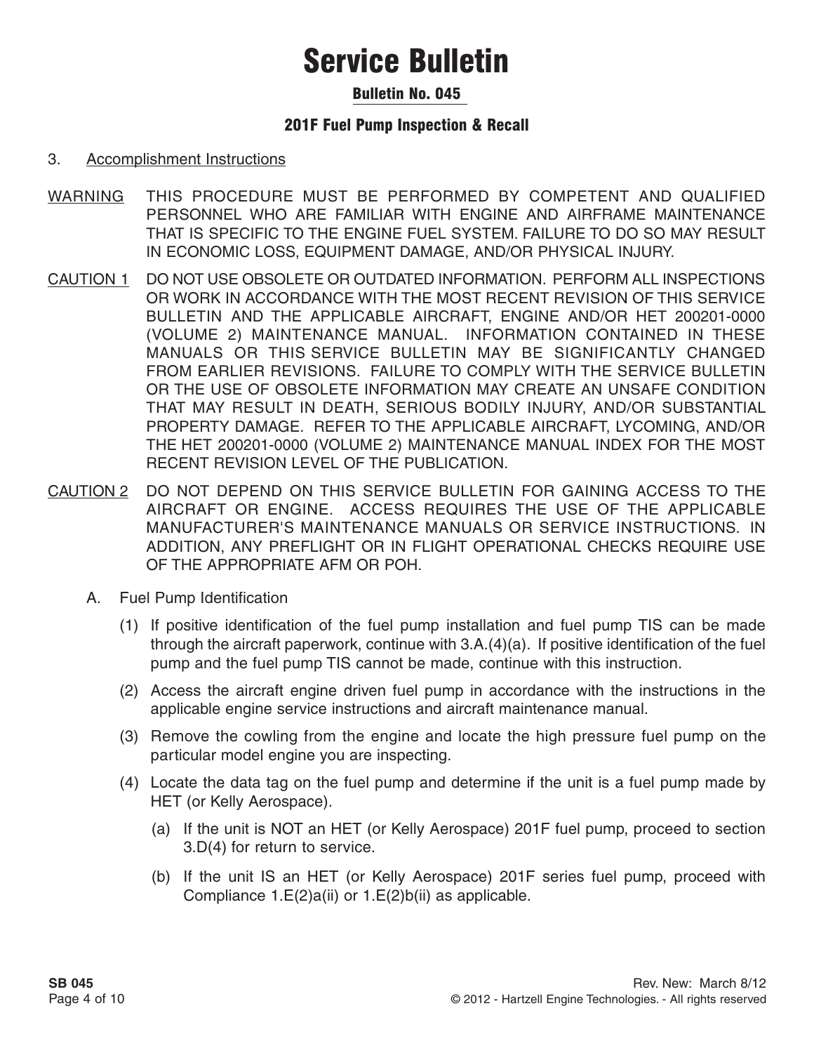# Service Bulletin

## Bulletin No. 045

## 201F Fuel Pump Inspection & Recall

3. Accomplishment Instructions

WARNING THIS PROCEDURE MUST BE PERFORMED BY COMPETENT AND QUALIFIED PERSONNEL WHO ARE FAMILIAR WITH ENGINE AND AIRFRAME MAINTENANCE THAT IS SPECIFIC TO THE ENGINE FUEL SYSTEM. FAILURE TO DO SO MAY RESULT IN ECONOMIC LOSS, EQUIPMENT DAMAGE, AND/OR PHYSICAL INJURY.

CAUTION 1 DO NOT USE OBSOLETE OR OUTDATED INFORMATION. PERFORM ALL INSPECTIONS OR WORK IN ACCORDANCE WITH THE MOST RECENT REVISION OF THIS SERVICE BULLETIN AND THE APPLICABLE AIRCRAFT, ENGINE AND/OR HET 200201-0000 (VOLUME 2) MAINTENANCE MANUAL. INFORMATION CONTAINED IN THESE MANUALS OR THIS SERVICE BULLETIN MAY BE SIGNIFICANTLY CHANGED FROM EARLIER REVISIONS. FAILURE TO COMPLY WITH THE SERVICE BULLETIN OR THE USE OF OBSOLETE INFORMATION MAY CREATE AN UNSAFE CONDITION THAT MAY RESULT IN DEATH, SERIOUS BODILY INJURY, AND/OR SUBSTANTIAL PROPERTY DAMAGE. REFER TO THE APPLICABLE AIRCRAFT, LYCOMING, AND/OR THE HET 200201-0000 (VOLUME 2) MAINTENANCE MANUAL INDEX FOR THE MOST RECENT REVISION LEVEL OF THE PUBLICATION.

CAUTION 2 DO NOT DEPEND ON THIS SERVICE BULLETIN FOR GAINING ACCESS TO THE AIRCRAFT OR ENGINE. ACCESS REQUIRES THE USE OF THE APPLICABLE MANUFACTURER'S MAINTENANCE MANUALS OR SERVICE INSTRUCTIONS. IN ADDITION, ANY PREFLIGHT OR IN FLIGHT OPERATIONAL CHECKS REQUIRE USE OF THE APPROPRIATE AFM OR POH.

A. Fuel Pump Identification

(1) If positive identification of the fuel pump installation and fuel pump TIS can be made through the aircraft paperwork, continue with 3.A.(4)(a). If positive identification of the fuel pump and the fuel pump TIS cannot be made, continue with this instruction.

(2) Access the aircraft engine driven fuel pump in accordance with the instructions in the applicable engine service instructions and aircraft maintenance manual.

(3) Remove the cowling from the engine and locate the high pressure fuel pump on the particular model engine you are inspecting.

(4) Locate the data tag on the fuel pump and determine if the unit is a fuel pump made by HET (or Kelly Aerospace).

(a) If the unit is NOT an HET (or Kelly Aerospace) 201F fuel pump, proceed to section 3.D(4) for return to service.

(b) If the unit IS an HET (or Kelly Aerospace) 201F series fuel pump, proceed with Compliance 1.E(2)a(ii) or 1.E(2)b(ii) as applicable.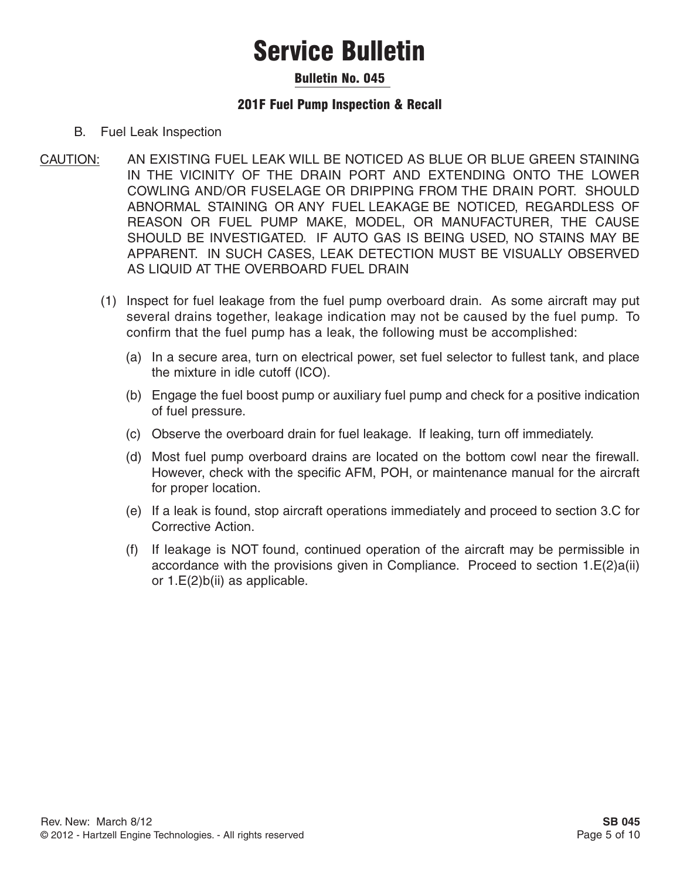# Service Bulletin

**Bulletin No. 045**

**201F Fuel Pump Inspection & Recall**

B. Fuel Leak Inspection

CAUTION: AN EXISTING FUEL LEAK WILL BE NOTICED AS BLUE OR BLUE GREEN STAINING IN THE VICINITY OF THE DRAIN PORT AND EXTENDING ONTO THE LOWER COWLING AND/OR FUSELAGE OR DRIPPING FROM THE DRAIN PORT. SHOULD ABNORMAL STAINING OR ANY FUEL LEAKAGE BE NOTICED, REGARDLESS OF REASON OR FUEL PUMP MAKE, MODEL, OR MANUFACTURER, THE CAUSE SHOULD BE INVESTIGATED. IF AUTO GAS IS BEING USED, NO STAINS MAY BE APPARENT. IN SUCH CASES, LEAK DETECTION MUST BE VISUALLY OBSERVED AS LIQUID AT THE OVERBOARD FUEL DRAIN

(1) Inspect for fuel leakage from the fuel pump overboard drain. As some aircraft may put several drains together, leakage indication may not be caused by the fuel pump. To confirm that the fuel pump has a leak, the following must be accomplished:

(a) In a secure area, turn on electrical power, set fuel selector to fullest tank, and place the mixture in idle cutoff (ICO).

(b) Engage the fuel boost pump or auxiliary fuel pump and check for a positive indication of fuel pressure.

(c) Observe the overboard drain for fuel leakage. If leaking, turn off immediately.

(d) Most fuel pump overboard drains are located on the bottom cowl near the firewall. However, check with the specific AFM, POH, or maintenance manual for the aircraft for proper location.

(e) If a leak is found, stop aircraft operations immediately and proceed to section 3.C for Corrective Action.

(f) If leakage is NOT found, continued operation of the aircraft may be permissible in accordance with the provisions given in Compliance. Proceed to section 1.E(2)a(ii) or 1.E(2)b(ii) as applicable.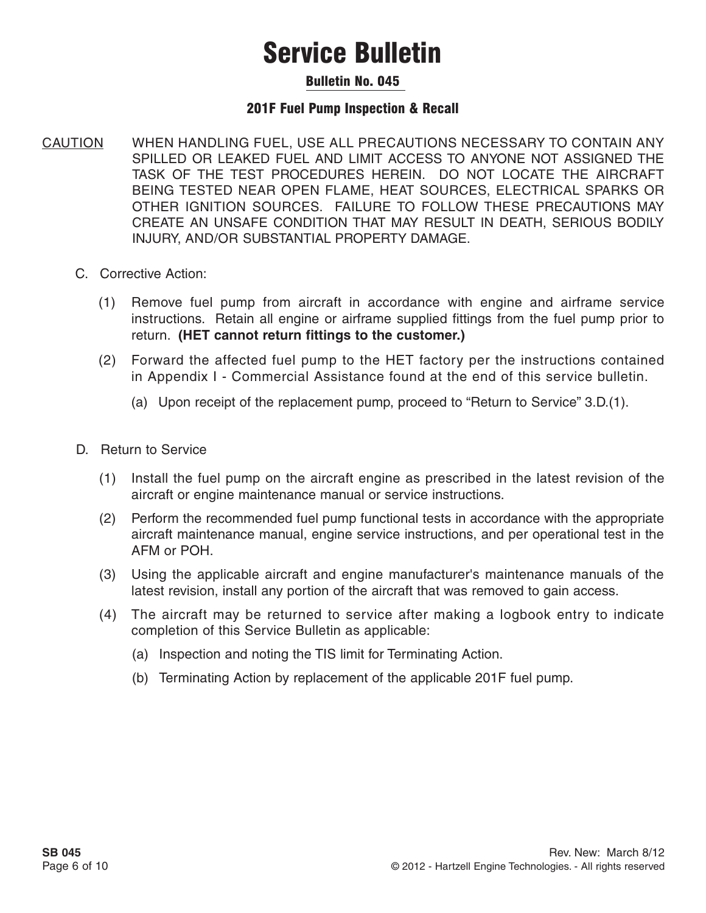# Service Bulletin

## Bulletin No. 045

### 201F Fuel Pump Inspection & Recall

CAUTION WHEN HANDLING FUEL, USE ALL PRECAUTIONS NECESSARY TO CONTAIN ANY SPILLED OR LEAKED FUEL AND LIMIT ACCESS TO ANYONE NOT ASSIGNED THE TASK OF THE TEST PROCEDURES HEREIN. DO NOT LOCATE THE AIRCRAFT BEING TESTED NEAR OPEN FLAME, HEAT SOURCES, ELECTRICAL SPARKS OR OTHER IGNITION SOURCES. FAILURE TO FOLLOW THESE PRECAUTIONS MAY CREATE AN UNSAFE CONDITION THAT MAY RESULT IN DEATH, SERIOUS BODILY INJURY, AND/OR SUBSTANTIAL PROPERTY DAMAGE.

C. Corrective Action:

(1) Remove fuel pump from aircraft in accordance with engine and airframe service instructions. Retain all engine or airframe supplied fittings from the fuel pump prior to return. **(HET cannot return fittings to the customer.)**

(2) Forward the affected fuel pump to the HET factory per the instructions contained in Appendix I - Commercial Assistance found at the end of this service bulletin.

(a) Upon receipt of the replacement pump, proceed to "Return to Service" 3.D.(1).

D. Return to Service

(1) Install the fuel pump on the aircraft engine as prescribed in the latest revision of the aircraft or engine maintenance manual or service instructions.

(2) Perform the recommended fuel pump functional tests in accordance with the appropriate aircraft maintenance manual, engine service instructions, and per operational test in the AFM or POH.

(3) Using the applicable aircraft and engine manufacturer's maintenance manuals of the latest revision, install any portion of the aircraft that was removed to gain access.

(4) The aircraft may be returned to service after making a logbook entry to indicate completion of this Service Bulletin as applicable:

(a) Inspection and noting the TIS limit for Terminating Action.

(b) Terminating Action by replacement of the applicable 201F fuel pump.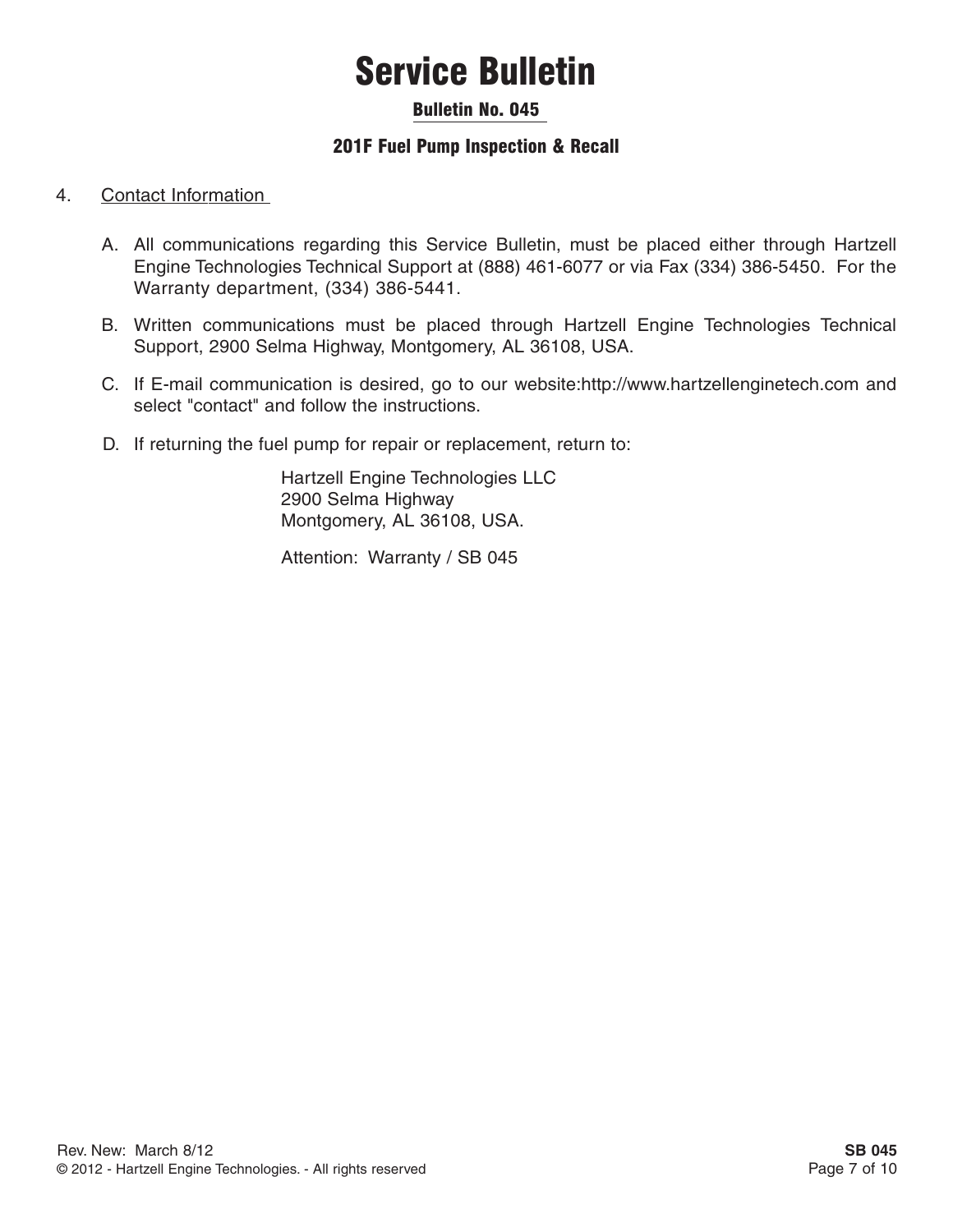# Service Bulletin

## Bulletin No. 045

### 201F Fuel Pump Inspection & Recall

4. Contact Information

   A. All communications regarding this Service Bulletin, must be placed either through Hartzell Engine Technologies Technical Support at (888) 461-6077 or via Fax (334) 386-5450. For the Warranty department, (334) 386-5441.

   B. Written communications must be placed through Hartzell Engine Technologies Technical Support, 2900 Selma Highway, Montgomery, AL 36108, USA.

   C. If E-mail communication is desired, go to our website:http://www.hartzellenginetech.com and select "contact" and follow the instructions.

   D. If returning the fuel pump for repair or replacement, return to:

      Hartzell Engine Technologies LLC
      2900 Selma Highway
      Montgomery, AL 36108, USA.

      Attention: Warranty / SB 045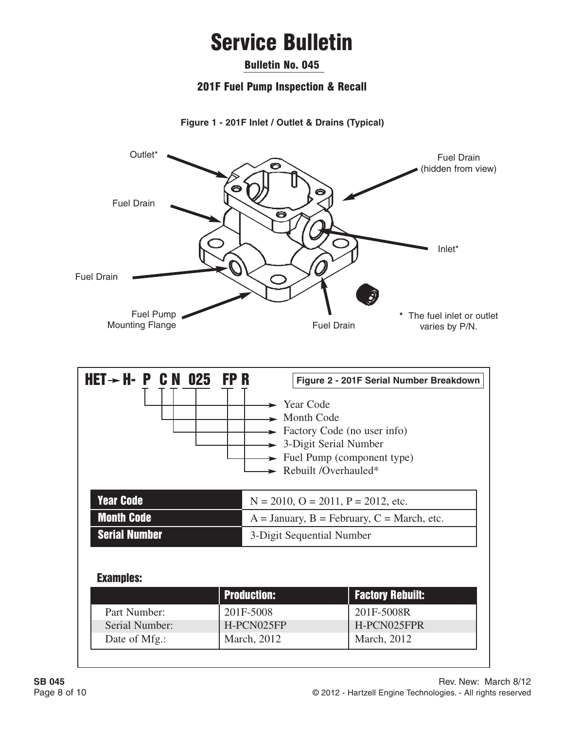# Service Bulletin

## Bulletin No. 045

## 201F Fuel Pump Inspection & Recall

**Figure 1 - 201F Inlet / Outlet & Drains (Typical)**

Outlet*

Fuel Drain (hidden from view)

Fuel Drain

Inlet*

Fuel Drain

Fuel Pump Mounting Flange

Fuel Drain

* The fuel inlet or outlet varies by P/N.

**Figure 2 - 201F Serial Number Breakdown**

HET ➛ H- P C N 025 FP R

- P → Year Code
- C → Month Code
- N → Factory Code (no user info)
- 025 → 3-Digit Serial Number
- FP → Fuel Pump (component type)
- R → Rebuilt /Overhauled*

| | |
|---|---|
| **Year Code** | N = 2010, O = 2011, P = 2012, etc. |
| **Month Code** | A = January, B = February, C = March, etc. |
| **Serial Number** | 3-Digit Sequential Number |

### Examples:

| | Production: | Factory Rebuilt: |
|---|---|---|
| Part Number: | 201F-5008 | 201F-5008R |
| Serial Number: | H-PCN025FP | H-PCN025FPR |
| Date of Mfg.: | March, 2012 | March, 2012 |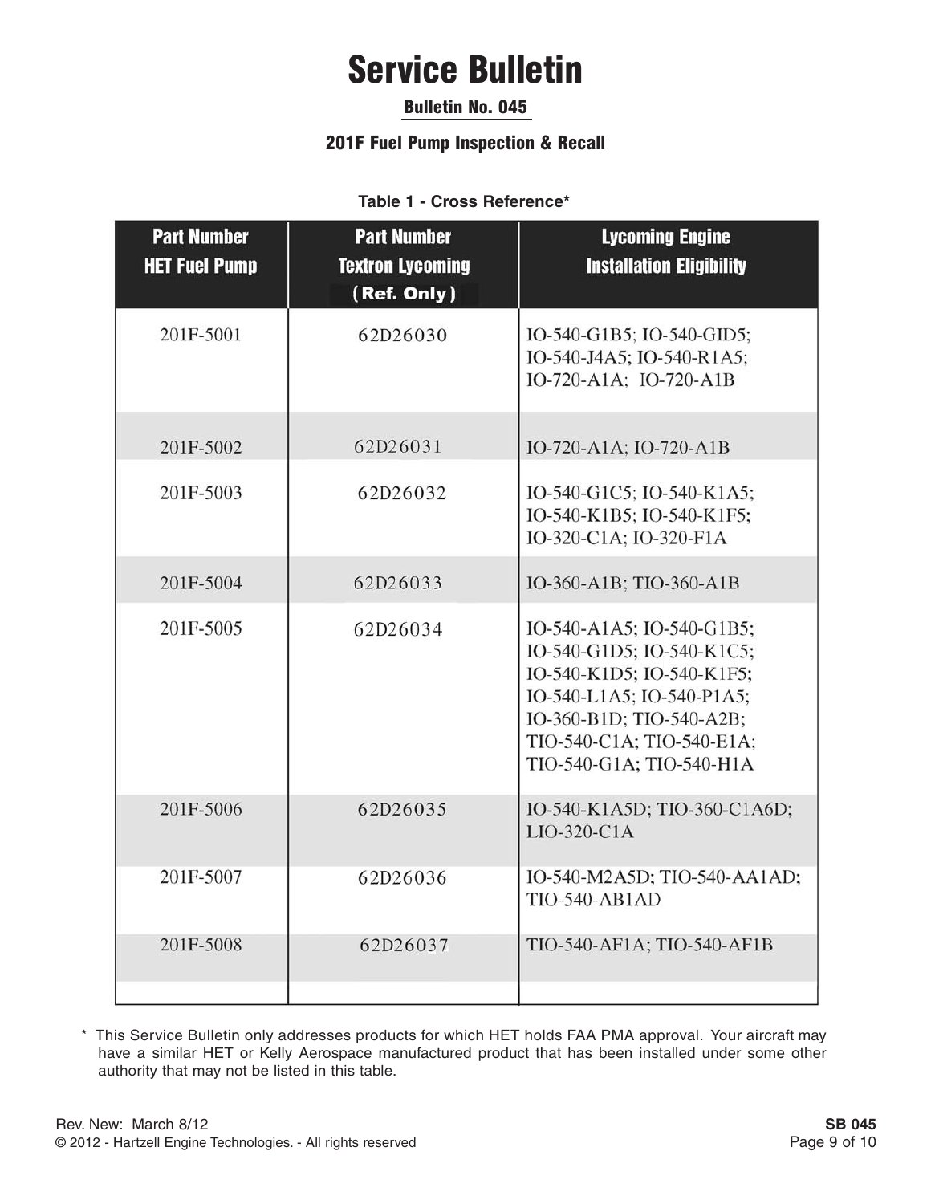# Service Bulletin

## Bulletin No. 045

### 201F Fuel Pump Inspection & Recall

**Table 1 - Cross Reference***

| Part Number HET Fuel Pump | Part Number Textron Lycoming (Ref. Only) | Lycoming Engine Installation Eligibility |
|---|---|---|
| 201F-5001 | 62D26030 | IO-540-G1B5; IO-540-GID5; IO-540-J4A5; IO-540-R1A5; IO-720-A1A; IO-720-A1B |
| 201F-5002 | 62D26031 | IO-720-A1A; IO-720-A1B |
| 201F-5003 | 62D26032 | IO-540-G1C5; IO-540-K1A5; IO-540-K1B5; IO-540-K1F5; IO-320-C1A; IO-320-F1A |
| 201F-5004 | 62D26033 | IO-360-A1B; TIO-360-A1B |
| 201F-5005 | 62D26034 | IO-540-A1A5; IO-540-G1B5; IO-540-G1D5; IO-540-K1C5; IO-540-K1D5; IO-540-K1F5; IO-540-L1A5; IO-540-P1A5; IO-360-B1D; TIO-540-A2B; TIO-540-C1A; TIO-540-E1A; TIO-540-G1A; TIO-540-H1A |
| 201F-5006 | 62D26035 | IO-540-K1A5D; TIO-360-C1A6D; LIO-320-C1A |
| 201F-5007 | 62D26036 | IO-540-M2A5D; TIO-540-AA1AD; TIO-540-AB1AD |
| 201F-5008 | 62D26037 | TIO-540-AF1A; TIO-540-AF1B |

\* This Service Bulletin only addresses products for which HET holds FAA PMA approval. Your aircraft may have a similar HET or Kelly Aerospace manufactured product that has been installed under some other authority that may not be listed in this table.

Rev. New: March 8/12
© 2012 - Hartzell Engine Technologies. - All rights reserved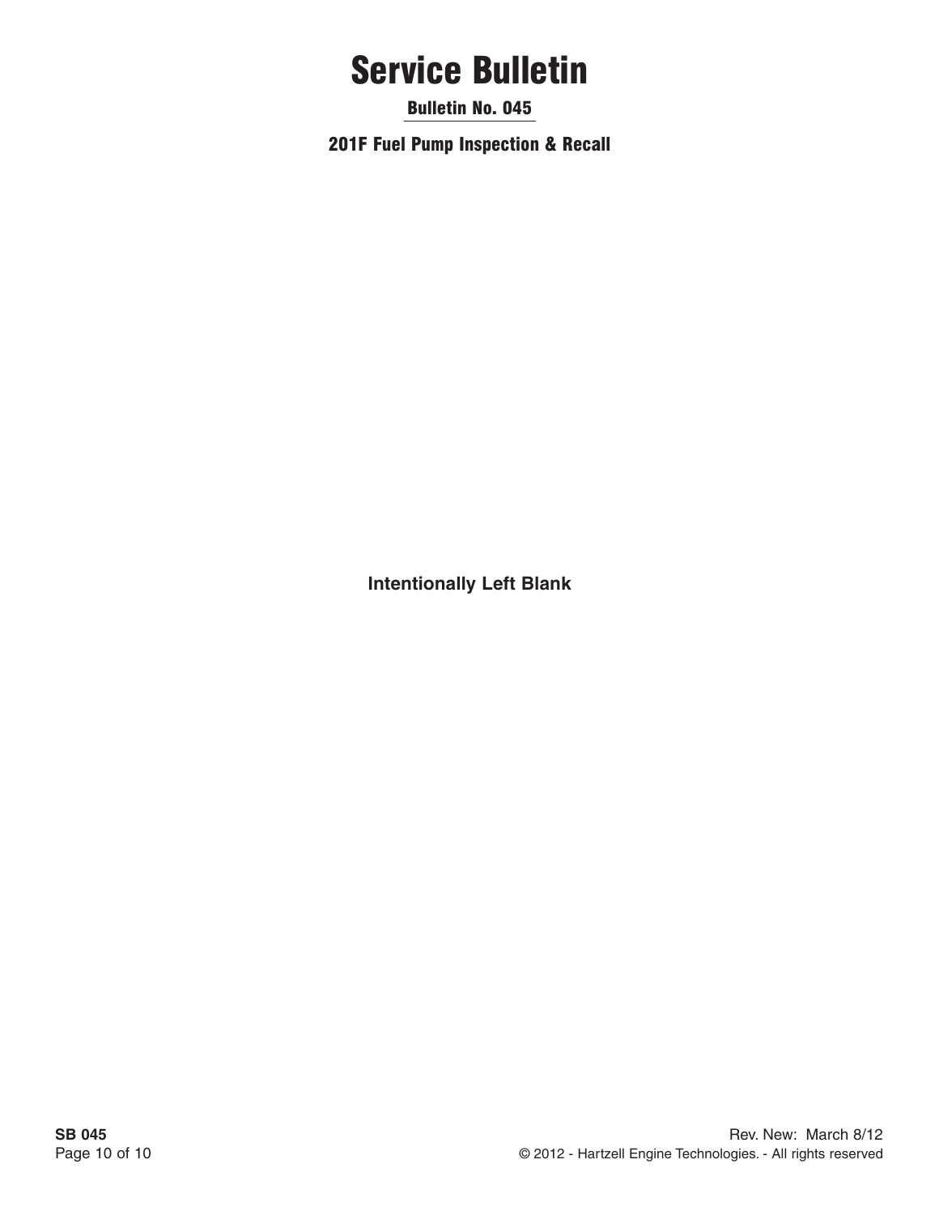# Service Bulletin

**Bulletin No. 045**

**201F Fuel Pump Inspection & Recall**

**Intentionally Left Blank**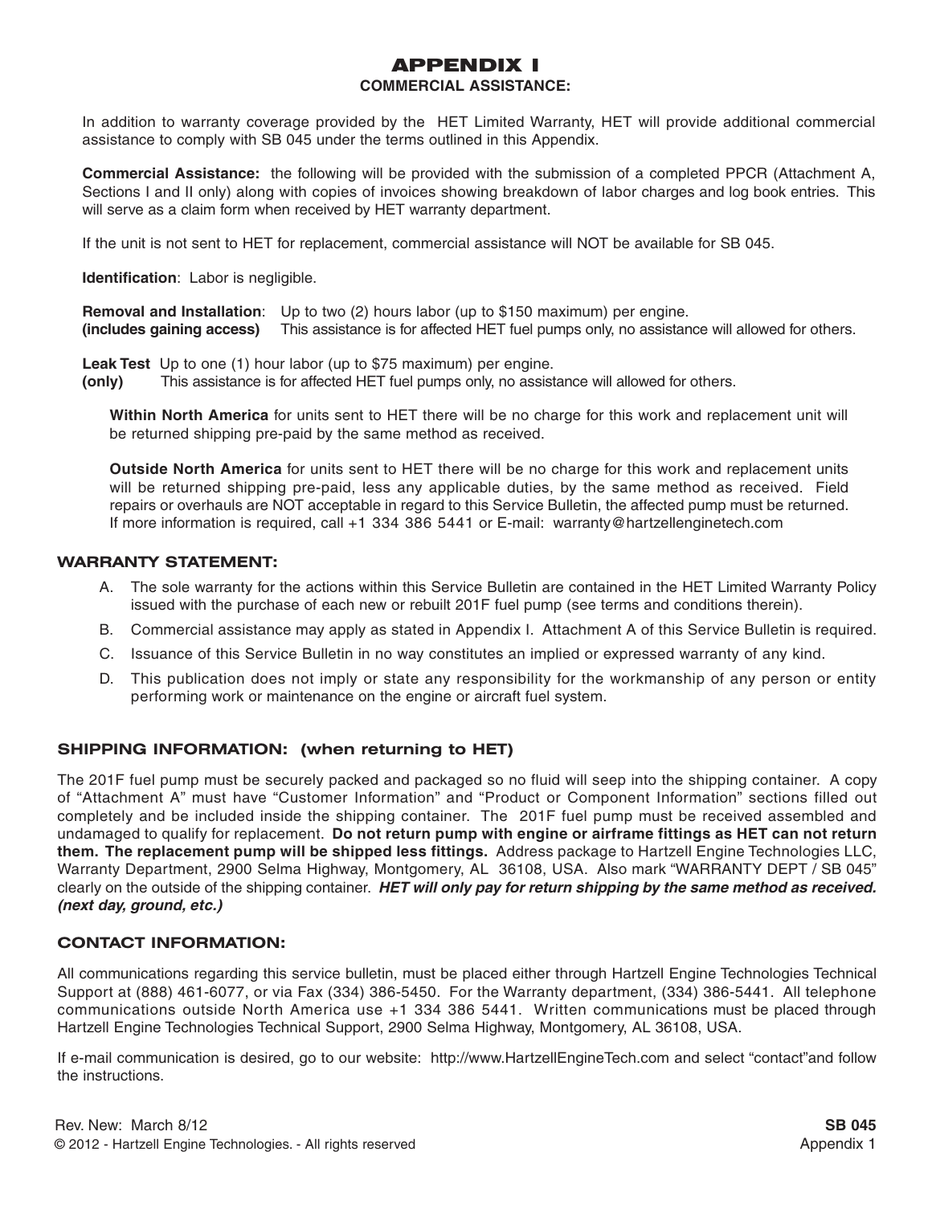# APPENDIX I

## COMMERCIAL ASSISTANCE:

In addition to warranty coverage provided by the HET Limited Warranty, HET will provide additional commercial assistance to comply with SB 045 under the terms outlined in this Appendix.

**Commercial Assistance:** the following will be provided with the submission of a completed PPCR (Attachment A, Sections I and II only) along with copies of invoices showing breakdown of labor charges and log book entries. This will serve as a claim form when received by HET warranty department.

If the unit is not sent to HET for replacement, commercial assistance will NOT be available for SB 045.

**Identification**: Labor is negligible.

**Removal and Installation**: Up to two (2) hours labor (up to $150 maximum) per engine.
**(includes gaining access)** This assistance is for affected HET fuel pumps only, no assistance will allowed for others.

**Leak Test** Up to one (1) hour labor (up to $75 maximum) per engine.
**(only)** This assistance is for affected HET fuel pumps only, no assistance will allowed for others.

**Within North America** for units sent to HET there will be no charge for this work and replacement unit will be returned shipping pre-paid by the same method as received.

**Outside North America** for units sent to HET there will be no charge for this work and replacement units will be returned shipping pre-paid, less any applicable duties, by the same method as received. Field repairs or overhauls are NOT acceptable in regard to this Service Bulletin, the affected pump must be returned. If more information is required, call +1 334 386 5441 or E-mail: warranty@hartzellenginetech.com

### WARRANTY STATEMENT:

A. The sole warranty for the actions within this Service Bulletin are contained in the HET Limited Warranty Policy issued with the purchase of each new or rebuilt 201F fuel pump (see terms and conditions therein).

B. Commercial assistance may apply as stated in Appendix I. Attachment A of this Service Bulletin is required.

C. Issuance of this Service Bulletin in no way constitutes an implied or expressed warranty of any kind.

D. This publication does not imply or state any responsibility for the workmanship of any person or entity performing work or maintenance on the engine or aircraft fuel system.

### SHIPPING INFORMATION: (when returning to HET)

The 201F fuel pump must be securely packed and packaged so no fluid will seep into the shipping container. A copy of "Attachment A" must have "Customer Information" and "Product or Component Information" sections filled out completely and be included inside the shipping container. The 201F fuel pump must be received assembled and undamaged to qualify for replacement. **Do not return pump with engine or airframe fittings as HET can not return them. The replacement pump will be shipped less fittings.** Address package to Hartzell Engine Technologies LLC, Warranty Department, 2900 Selma Highway, Montgomery, AL 36108, USA. Also mark "WARRANTY DEPT / SB 045" clearly on the outside of the shipping container. ***HET will only pay for return shipping by the same method as received. (next day, ground, etc.)***

### CONTACT INFORMATION:

All communications regarding this service bulletin, must be placed either through Hartzell Engine Technologies Technical Support at (888) 461-6077, or via Fax (334) 386-5450. For the Warranty department, (334) 386-5441. All telephone communications outside North America use +1 334 386 5441. Written communications must be placed through Hartzell Engine Technologies Technical Support, 2900 Selma Highway, Montgomery, AL 36108, USA.

If e-mail communication is desired, go to our website: http://www.HartzellEngineTech.com and select "contact"and follow the instructions.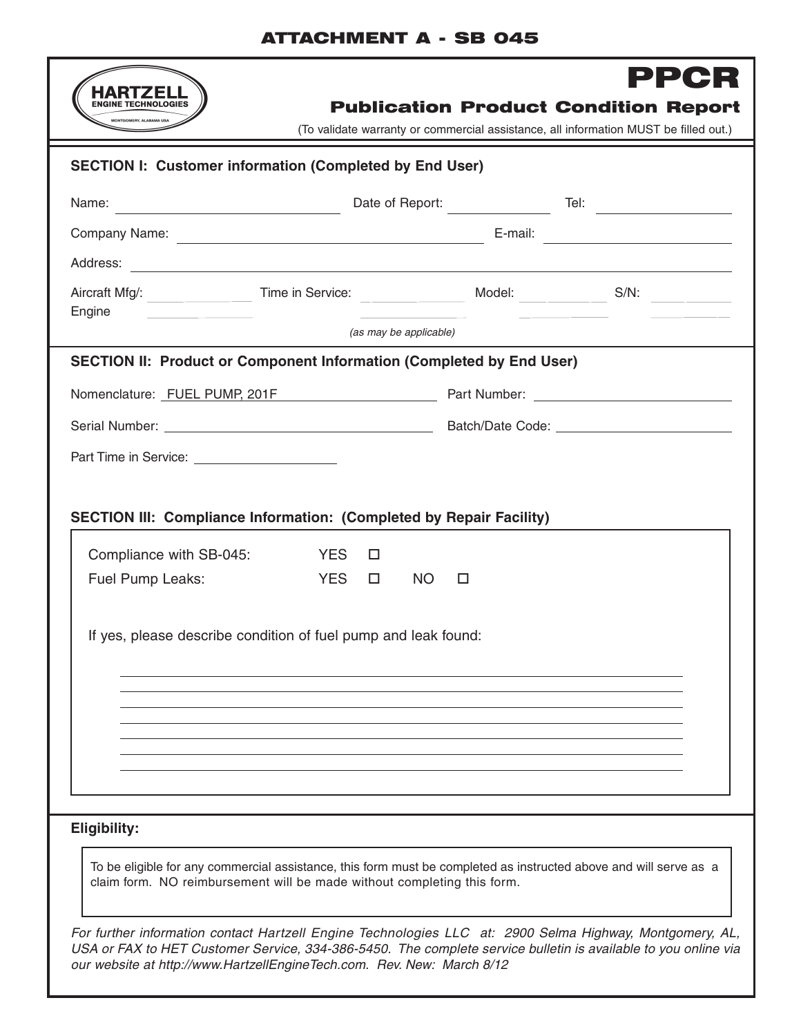# ATTACHMENT A - SB 045

HARTZELL ENGINE TECHNOLOGIES
MONTGOMERY, ALABAMA USA

# PPCR

## Publication Product Condition Report

(To validate warranty or commercial assistance, all information MUST be filled out.)

### SECTION I: Customer information (Completed by End User)

Name: ____________________ Date of Report: __________ Tel: __________

Company Name: ____________________ E-mail: __________

Address: ________________________________________

Aircraft Mfg/: __________ Time in Service: __________ Model: __________ S/N: __________
Engine __________ __________ __________ __________

*(as may be applicable)*

### SECTION II: Product or Component Information (Completed by End User)

Nomenclature: FUEL PUMP, 201F Part Number: __________

Serial Number: __________ Batch/Date Code: __________

Part Time in Service: __________

### SECTION III: Compliance Information: (Completed by Repair Facility)

Compliance with SB-045: YES ☐

Fuel Pump Leaks: YES ☐ NO ☐

If yes, please describe condition of fuel pump and leak found:

________________________________________
________________________________________
________________________________________
________________________________________
________________________________________
________________________________________
________________________________________

**Eligibility:**

To be eligible for any commercial assistance, this form must be completed as instructed above and will serve as a claim form. NO reimbursement will be made without completing this form.

*For further information contact Hartzell Engine Technologies LLC at: 2900 Selma Highway, Montgomery, AL, USA or FAX to HET Customer Service, 334-386-5450. The complete service bulletin is available to you online via our website at http://www.HartzellEngineTech.com. Rev. New: March 8/12*